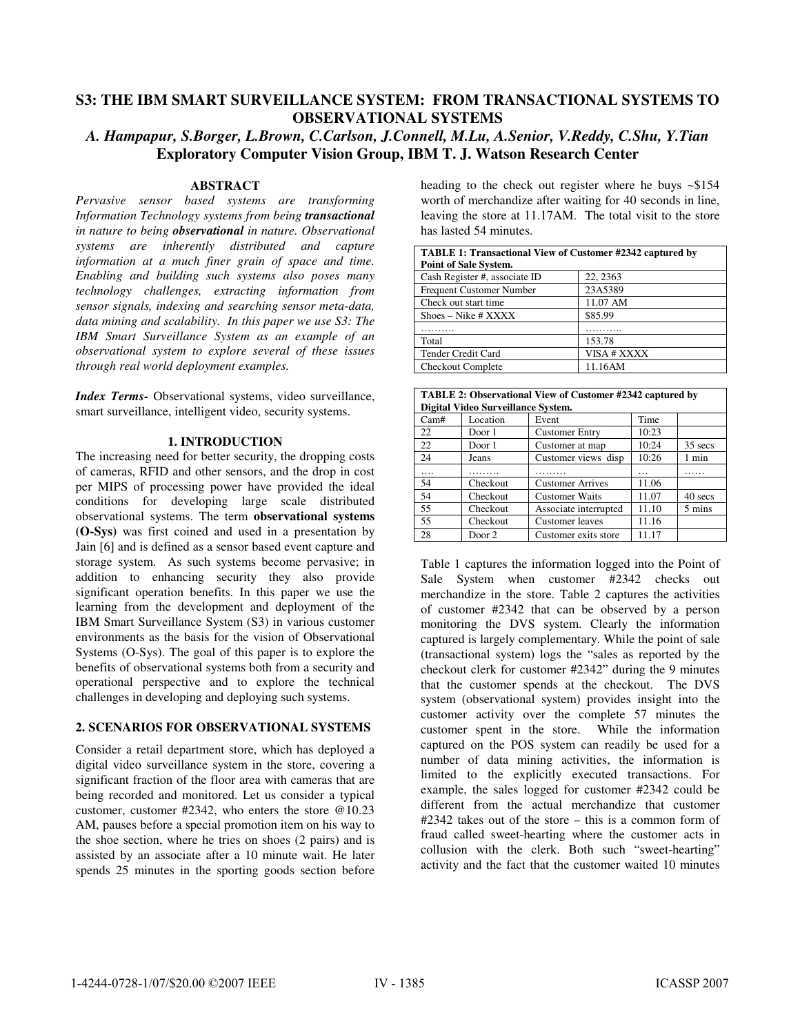# S3: THE IBM SMART SURVEILLANCE SYSTEM: FROM TRANSACTIONAL SYSTEMS TO OBSERVATIONAL SYSTEMS

*A. Hampapur, S.Borger, L.Brown, C.Carlson, J.Connell, M.Lu, A.Senior, V.Reddy, C.Shu, Y.Tian*

**Exploratory Computer Vision Group, IBM T. J. Watson Research Center**

### ABSTRACT

*Pervasive sensor based systems are transforming Information Technology systems from being **transactional** in nature to being **observational** in nature. Observational systems are inherently distributed and capture information at a much finer grain of space and time. Enabling and building such systems also poses many technology challenges, extracting information from sensor signals, indexing and searching sensor meta-data, data mining and scalability. In this paper we use S3: The IBM Smart Surveillance System as an example of an observational system to explore several of these issues through real world deployment examples.*

***Index Terms-*** Observational systems, video surveillance, smart surveillance, intelligent video, security systems.

## 1. INTRODUCTION

The increasing need for better security, the dropping costs of cameras, RFID and other sensors, and the drop in cost per MIPS of processing power have provided the ideal conditions for developing large scale distributed observational systems. The term **observational systems (O-Sys)** was first coined and used in a presentation by Jain [6] and is defined as a sensor based event capture and storage system. As such systems become pervasive; in addition to enhancing security they also provide significant operation benefits. In this paper we use the learning from the development and deployment of the IBM Smart Surveillance System (S3) in various customer environments as the basis for the vision of Observational Systems (O-Sys). The goal of this paper is to explore the benefits of observational systems both from a security and operational perspective and to explore the technical challenges in developing and deploying such systems.

## 2. SCENARIOS FOR OBSERVATIONAL SYSTEMS

Consider a retail department store, which has deployed a digital video surveillance system in the store, covering a significant fraction of the floor area with cameras that are being recorded and monitored. Let us consider a typical customer, customer #2342, who enters the store @10.23 AM, pauses before a special promotion item on his way to the shoe section, where he tries on shoes (2 pairs) and is assisted by an associate after a 10 minute wait. He later spends 25 minutes in the sporting goods section before heading to the check out register where he buys ~$154 worth of merchandize after waiting for 40 seconds in line, leaving the store at 11.17AM. The total visit to the store has lasted 54 minutes.

**TABLE 1: Transactional View of Customer #2342 captured by Point of Sale System.**

| | |
|---|---|
| Cash Register #, associate ID | 22, 2363 |
| Frequent Customer Number | 23A5389 |
| Check out start time | 11.07 AM |
| Shoes – Nike # XXXX | $85.99 |
| ………. | ……….. |
| Total | 153.78 |
| Tender Credit Card | VISA # XXXX |
| Checkout Complete | 11.16AM |

**TABLE 2: Observational View of Customer #2342 captured by Digital Video Surveillance System.**

| Cam# | Location | Event | Time | |
|---|---|---|---|---|
| 22 | Door 1 | Customer Entry | 10:23 | |
| 22 | Door 1 | Customer at map | 10:24 | 35 secs |
| 24 | Jeans | Customer views disp | 10:26 | 1 min |
| …. | ……… | ……… | … | …… |
| 54 | Checkout | Customer Arrives | 11.06 | |
| 54 | Checkout | Customer Waits | 11.07 | 40 secs |
| 55 | Checkout | Associate interrupted | 11.10 | 5 mins |
| 55 | Checkout | Customer leaves | 11.16 | |
| 28 | Door 2 | Customer exits store | 11.17 | |

Table 1 captures the information logged into the Point of Sale System when customer #2342 checks out merchandize in the store. Table 2 captures the activities of customer #2342 that can be observed by a person monitoring the DVS system. Clearly the information captured is largely complementary. While the point of sale (transactional system) logs the "sales as reported by the checkout clerk for customer #2342" during the 9 minutes that the customer spends at the checkout. The DVS system (observational system) provides insight into the customer activity over the complete 57 minutes the customer spent in the store. While the information captured on the POS system can readily be used for a number of data mining activities, the information is limited to the explicitly executed transactions. For example, the sales logged for customer #2342 could be different from the actual merchandize that customer #2342 takes out of the store – this is a common form of fraud called sweet-hearting where the customer acts in collusion with the clerk. Both such "sweet-hearting" activity and the fact that the customer waited 10 minutes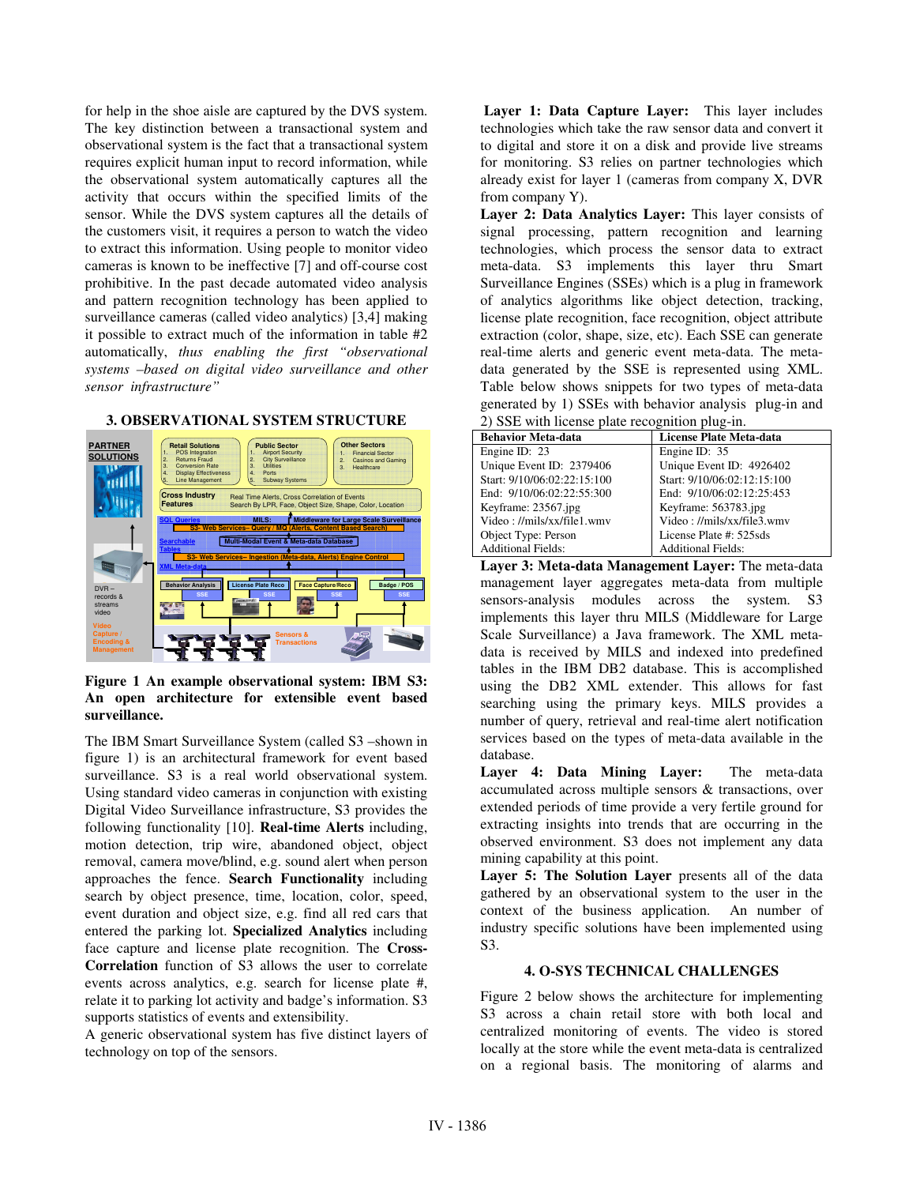for help in the shoe aisle are captured by the DVS system. The key distinction between a transactional system and observational system is the fact that a transactional system requires explicit human input to record information, while the observational system automatically captures all the activity that occurs within the specified limits of the sensor. While the DVS system captures all the details of the customers visit, it requires a person to watch the video to extract this information. Using people to monitor video cameras is known to be ineffective [7] and off-course cost prohibitive. In the past decade automated video analysis and pattern recognition technology has been applied to surveillance cameras (called video analytics) [3,4] making it possible to extract much of the information in table #2 automatically, *thus enabling the first "observational systems –based on digital video surveillance and other sensor infrastructure"*

## 3. OBSERVATIONAL SYSTEM STRUCTURE

**Figure 1 An example observational system: IBM S3: An open architecture for extensible event based surveillance.**

The IBM Smart Surveillance System (called S3 –shown in figure 1) is an architectural framework for event based surveillance. S3 is a real world observational system. Using standard video cameras in conjunction with existing Digital Video Surveillance infrastructure, S3 provides the following functionality [10]. **Real-time Alerts** including, motion detection, trip wire, abandoned object, object removal, camera move/blind, e.g. sound alert when person approaches the fence. **Search Functionality** including search by object presence, time, location, color, speed, event duration and object size, e.g. find all red cars that entered the parking lot. **Specialized Analytics** including face capture and license plate recognition. The **Cross-Correlation** function of S3 allows the user to correlate events across analytics, e.g. search for license plate #, relate it to parking lot activity and badge's information. S3 supports statistics of events and extensibility.

A generic observational system has five distinct layers of technology on top of the sensors.

**Layer 1: Data Capture Layer:** This layer includes technologies which take the raw sensor data and convert it to digital and store it on a disk and provide live streams for monitoring. S3 relies on partner technologies which already exist for layer 1 (cameras from company X, DVR from company Y).

**Layer 2: Data Analytics Layer:** This layer consists of signal processing, pattern recognition and learning technologies, which process the sensor data to extract meta-data. S3 implements this layer thru Smart Surveillance Engines (SSEs) which is a plug in framework of analytics algorithms like object detection, tracking, license plate recognition, face recognition, object attribute extraction (color, shape, size, etc). Each SSE can generate real-time alerts and generic event meta-data. The meta-data generated by the SSE is represented using XML. Table below shows snippets for two types of meta-data generated by 1) SSEs with behavior analysis plug-in and 2) SSE with license plate recognition plug-in.

| Behavior Meta-data | License Plate Meta-data |
|---|---|
| Engine ID: 23 | Engine ID: 35 |
| Unique Event ID: 2379406 | Unique Event ID: 4926402 |
| Start: 9/10/06:02:22:15:100 | Start: 9/10/06:02:12:15:100 |
| End: 9/10/06:02:22:55:300 | End: 9/10/06:02:12:25:453 |
| Keyframe: 23567.jpg | Keyframe: 563783.jpg |
| Video : //mils/xx/file1.wmv | Video : //mils/xx/file3.wmv |
| Object Type: Person | License Plate #: 525sds |
| Additional Fields: | Additional Fields: |

**Layer 3: Meta-data Management Layer:** The meta-data management layer aggregates meta-data from multiple sensors-analysis modules across the system. S3 implements this layer thru MILS (Middleware for Large Scale Surveillance) a Java framework. The XML meta-data is received by MILS and indexed into predefined tables in the IBM DB2 database. This is accomplished using the DB2 XML extender. This allows for fast searching using the primary keys. MILS provides a number of query, retrieval and real-time alert notification services based on the types of meta-data available in the database.

**Layer 4: Data Mining Layer:** The meta-data accumulated across multiple sensors & transactions, over extended periods of time provide a very fertile ground for extracting insights into trends that are occurring in the observed environment. S3 does not implement any data mining capability at this point.

**Layer 5: The Solution Layer** presents all of the data gathered by an observational system to the user in the context of the business application. An number of industry specific solutions have been implemented using S3.

## 4. O-SYS TECHNICAL CHALLENGES

Figure 2 below shows the architecture for implementing S3 across a chain retail store with both local and centralized monitoring of events. The video is stored locally at the store while the event meta-data is centralized on a regional basis. The monitoring of alarms and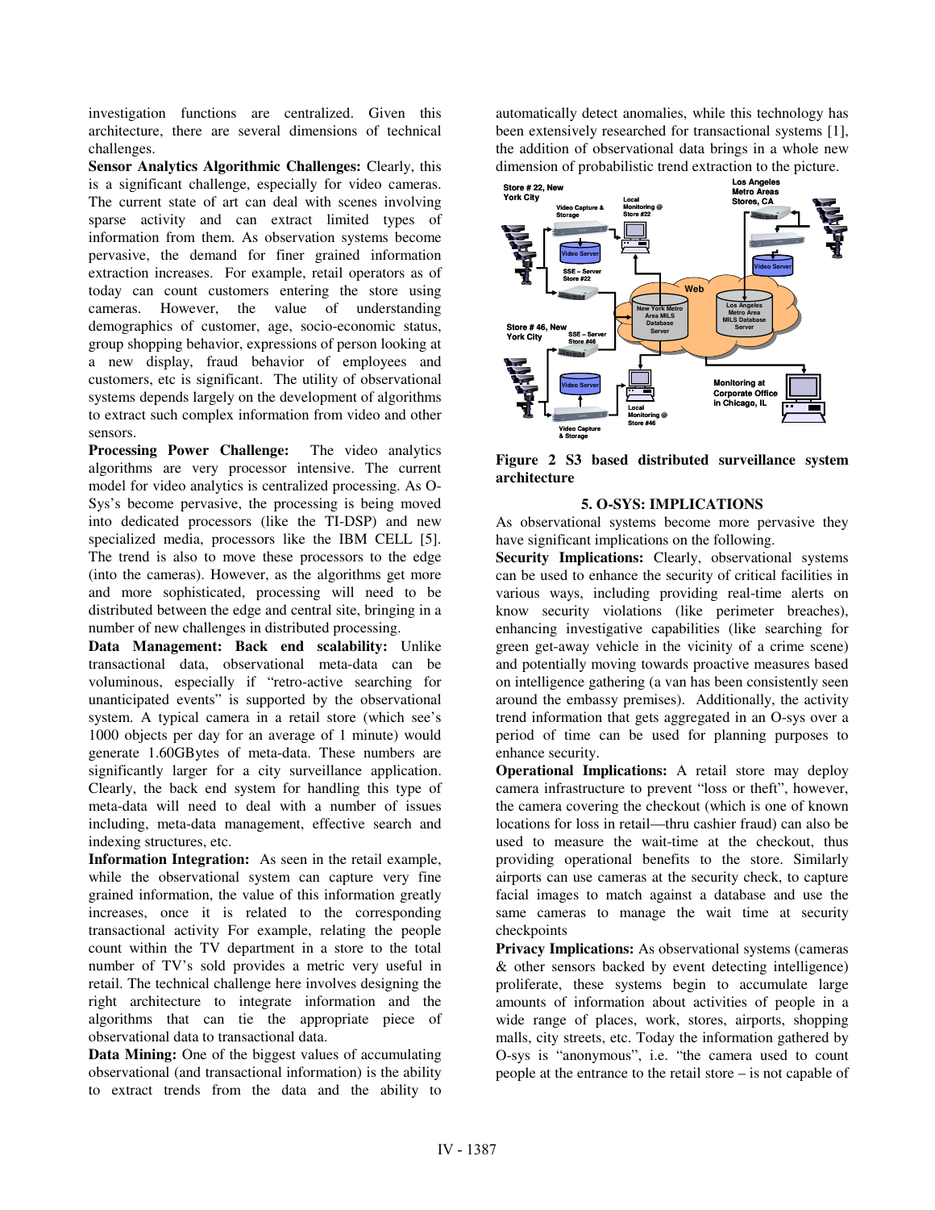investigation functions are centralized. Given this architecture, there are several dimensions of technical challenges.

**Sensor Analytics Algorithmic Challenges:** Clearly, this is a significant challenge, especially for video cameras. The current state of art can deal with scenes involving sparse activity and can extract limited types of information from them. As observation systems become pervasive, the demand for finer grained information extraction increases. For example, retail operators as of today can count customers entering the store using cameras. However, the value of understanding demographics of customer, age, socio-economic status, group shopping behavior, expressions of person looking at a new display, fraud behavior of employees and customers, etc is significant. The utility of observational systems depends largely on the development of algorithms to extract such complex information from video and other sensors.

**Processing Power Challenge:** The video analytics algorithms are very processor intensive. The current model for video analytics is centralized processing. As O-Sys's become pervasive, the processing is being moved into dedicated processors (like the TI-DSP) and new specialized media, processors like the IBM CELL [5]. The trend is also to move these processors to the edge (into the cameras). However, as the algorithms get more and more sophisticated, processing will need to be distributed between the edge and central site, bringing in a number of new challenges in distributed processing.

**Data Management: Back end scalability:** Unlike transactional data, observational meta-data can be voluminous, especially if "retro-active searching for unanticipated events" is supported by the observational system. A typical camera in a retail store (which see's 1000 objects per day for an average of 1 minute) would generate 1.60GBytes of meta-data. These numbers are significantly larger for a city surveillance application. Clearly, the back end system for handling this type of meta-data will need to deal with a number of issues including, meta-data management, effective search and indexing structures, etc.

**Information Integration:** As seen in the retail example, while the observational system can capture very fine grained information, the value of this information greatly increases, once it is related to the corresponding transactional activity For example, relating the people count within the TV department in a store to the total number of TV's sold provides a metric very useful in retail. The technical challenge here involves designing the right architecture to integrate information and the algorithms that can tie the appropriate piece of observational data to transactional data.

**Data Mining:** One of the biggest values of accumulating observational (and transactional information) is the ability to extract trends from the data and the ability to automatically detect anomalies, while this technology has been extensively researched for transactional systems [1], the addition of observational data brings in a whole new dimension of probabilistic trend extraction to the picture.

Store # 22, New York City
Video Capture & Storage
Local Monitoring @ Store #22
Video Server
SSE – Server Store #22
Los Angeles Metro Areas Stores, CA
Video Server
Web
New York Metro Area MILS Database Server
Los Angeles Metro Area MILS Database Server
Store # 46, New York City
SSE – Server Store #46
Video Server
Local Monitoring @ Store #46
Monitoring at Corporate Office in Chicago, IL
Video Capture & Storage

**Figure 2 S3 based distributed surveillance system architecture**

## 5. O-SYS: IMPLICATIONS

As observational systems become more pervasive they have significant implications on the following.

**Security Implications:** Clearly, observational systems can be used to enhance the security of critical facilities in various ways, including providing real-time alerts on know security violations (like perimeter breaches), enhancing investigative capabilities (like searching for green get-away vehicle in the vicinity of a crime scene) and potentially moving towards proactive measures based on intelligence gathering (a van has been consistently seen around the embassy premises). Additionally, the activity trend information that gets aggregated in an O-sys over a period of time can be used for planning purposes to enhance security.

**Operational Implications:** A retail store may deploy camera infrastructure to prevent "loss or theft", however, the camera covering the checkout (which is one of known locations for loss in retail—thru cashier fraud) can also be used to measure the wait-time at the checkout, thus providing operational benefits to the store. Similarly airports can use cameras at the security check, to capture facial images to match against a database and use the same cameras to manage the wait time at security checkpoints

**Privacy Implications:** As observational systems (cameras & other sensors backed by event detecting intelligence) proliferate, these systems begin to accumulate large amounts of information about activities of people in a wide range of places, work, stores, airports, shopping malls, city streets, etc. Today the information gathered by O-sys is "anonymous", i.e. "the camera used to count people at the entrance to the retail store – is not capable of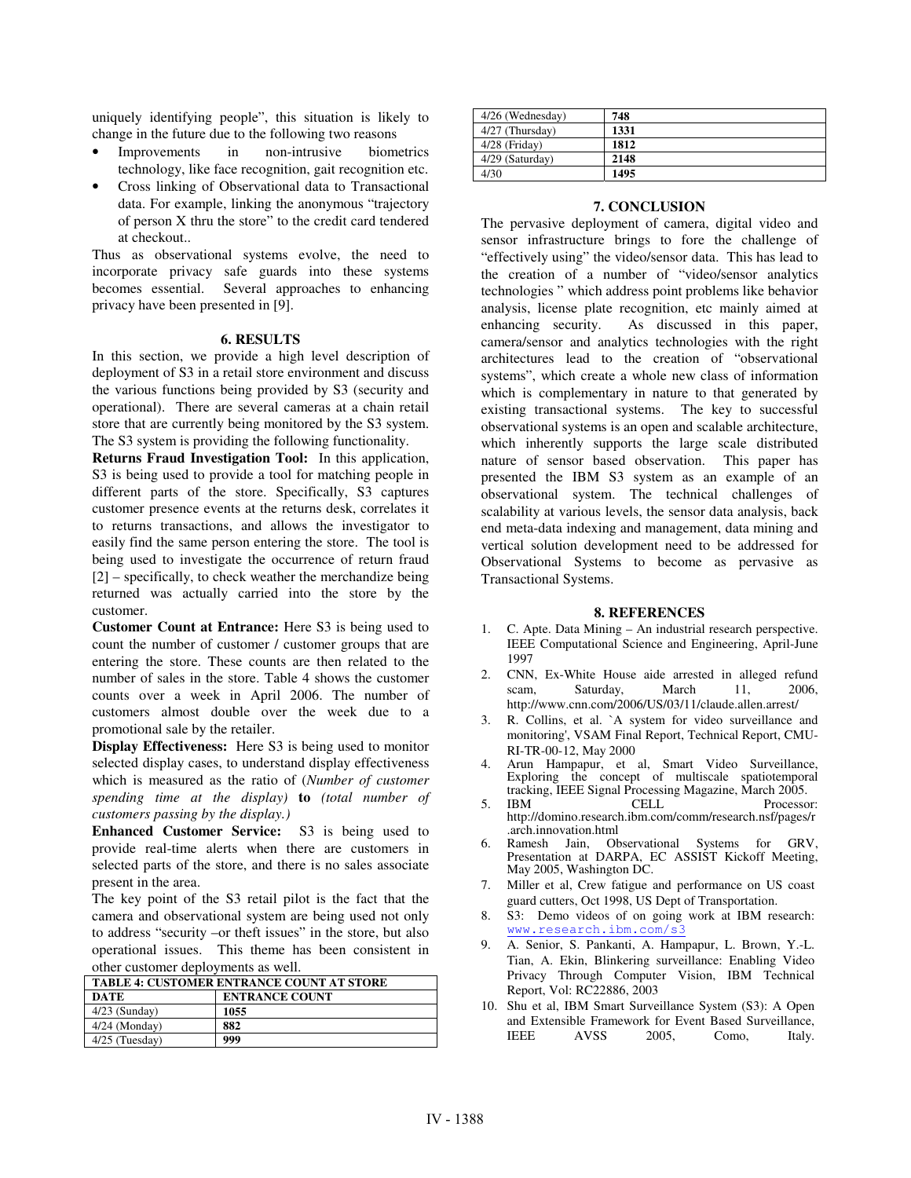uniquely identifying people", this situation is likely to change in the future due to the following two reasons

- Improvements in non-intrusive biometrics technology, like face recognition, gait recognition etc.
- Cross linking of Observational data to Transactional data. For example, linking the anonymous "trajectory of person X thru the store" to the credit card tendered at checkout..

Thus as observational systems evolve, the need to incorporate privacy safe guards into these systems becomes essential. Several approaches to enhancing privacy have been presented in [9].

## 6. RESULTS

In this section, we provide a high level description of deployment of S3 in a retail store environment and discuss the various functions being provided by S3 (security and operational). There are several cameras at a chain retail store that are currently being monitored by the S3 system. The S3 system is providing the following functionality.

**Returns Fraud Investigation Tool:** In this application, S3 is being used to provide a tool for matching people in different parts of the store. Specifically, S3 captures customer presence events at the returns desk, correlates it to returns transactions, and allows the investigator to easily find the same person entering the store. The tool is being used to investigate the occurrence of return fraud [2] – specifically, to check weather the merchandize being returned was actually carried into the store by the customer.

**Customer Count at Entrance:** Here S3 is being used to count the number of customer / customer groups that are entering the store. These counts are then related to the number of sales in the store. Table 4 shows the customer counts over a week in April 2006. The number of customers almost double over the week due to a promotional sale by the retailer.

**Display Effectiveness:** Here S3 is being used to monitor selected display cases, to understand display effectiveness which is measured as the ratio of (*Number of customer spending time at the display)* **to** *(total number of customers passing by the display.)*

**Enhanced Customer Service:** S3 is being used to provide real-time alerts when there are customers in selected parts of the store, and there is no sales associate present in the area.

The key point of the S3 retail pilot is the fact that the camera and observational system are being used not only to address "security –or theft issues" in the store, but also operational issues. This theme has been consistent in other customer deployments as well.

**TABLE 4: CUSTOMER ENTRANCE COUNT AT STORE**

| DATE | ENTRANCE COUNT |
|---|---|
| 4/23 (Sunday) | 1055 |
| 4/24 (Monday) | 882 |
| 4/25 (Tuesday) | 999 |
| 4/26 (Wednesday) | 748 |
| 4/27 (Thursday) | 1331 |
| 4/28 (Friday) | 1812 |
| 4/29 (Saturday) | 2148 |
| 4/30 | 1495 |

## 7. CONCLUSION

The pervasive deployment of camera, digital video and sensor infrastructure brings to fore the challenge of "effectively using" the video/sensor data. This has lead to the creation of a number of "video/sensor analytics technologies " which address point problems like behavior analysis, license plate recognition, etc mainly aimed at enhancing security. As discussed in this paper, camera/sensor and analytics technologies with the right architectures lead to the creation of "observational systems", which create a whole new class of information which is complementary in nature to that generated by existing transactional systems. The key to successful observational systems is an open and scalable architecture, which inherently supports the large scale distributed nature of sensor based observation. This paper has presented the IBM S3 system as an example of an observational system. The technical challenges of scalability at various levels, the sensor data analysis, back end meta-data indexing and management, data mining and vertical solution development need to be addressed for Observational Systems to become as pervasive as Transactional Systems.

## 8. REFERENCES

1. C. Apte. Data Mining – An industrial research perspective. IEEE Computational Science and Engineering, April-June 1997
2. CNN, Ex-White House aide arrested in alleged refund scam, Saturday, March 11, 2006, http://www.cnn.com/2006/US/03/11/claude.allen.arrest/
3. R. Collins, et al. `A system for video surveillance and monitoring', VSAM Final Report, Technical Report, CMU-RI-TR-00-12, May 2000
4. Arun Hampapur, et al, Smart Video Surveillance, Exploring the concept of multiscale spatiotemporal tracking, IEEE Signal Processing Magazine, March 2005.
5. IBM CELL Processor: http://domino.research.ibm.com/comm/research.nsf/pages/r.arch.innovation.html
6. Ramesh Jain, Observational Systems for GRV, Presentation at DARPA, EC ASSIST Kickoff Meeting, May 2005, Washington DC.
7. Miller et al, Crew fatigue and performance on US coast guard cutters, Oct 1998, US Dept of Transportation.
8. S3: Demo videos of on going work at IBM research: www.research.ibm.com/s3
9. A. Senior, S. Pankanti, A. Hampapur, L. Brown, Y.-L. Tian, A. Ekin, Blinkering surveillance: Enabling Video Privacy Through Computer Vision, IBM Technical Report, Vol: RC22886, 2003
10. Shu et al, IBM Smart Surveillance System (S3): A Open and Extensible Framework for Event Based Surveillance, IEEE AVSS 2005, Como, Italy.